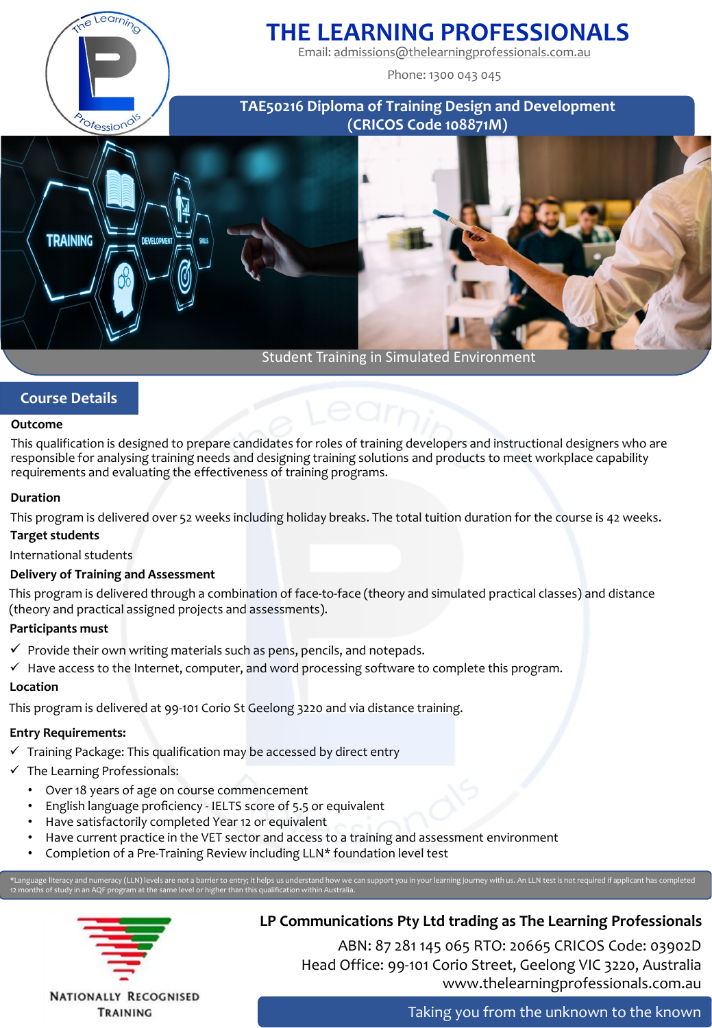# THE LEARNING PROFESSIONALS

Email: admissions@thelearningprofessionals.com.au

Phone: 1300 043 045

## TAE50216 Diploma of Training Design and Development (CRICOS Code 108871M)

Student Training in Simulated Environment

## Course Details

### Outcome

This qualification is designed to prepare candidates for roles of training developers and instructional designers who are responsible for analysing training needs and designing training solutions and products to meet workplace capability requirements and evaluating the effectiveness of training programs.

### Duration

This program is delivered over 52 weeks including holiday breaks. The total tuition duration for the course is 42 weeks.

### Target students

International students

### Delivery of Training and Assessment

This program is delivered through a combination of face-to-face (theory and simulated practical classes) and distance (theory and practical assigned projects and assessments).

### Participants must

- ✓ Provide their own writing materials such as pens, pencils, and notepads.
- ✓ Have access to the Internet, computer, and word processing software to complete this program.

### Location

This program is delivered at 99-101 Corio St Geelong 3220 and via distance training.

### Entry Requirements:

- ✓ Training Package: This qualification may be accessed by direct entry
- ✓ The Learning Professionals:
  - Over 18 years of age on course commencement
  - English language proficiency - IELTS score of 5.5 or equivalent
  - Have satisfactorily completed Year 12 or equivalent
  - Have current practice in the VET sector and access to a training and assessment environment
  - Completion of a Pre-Training Review including LLN* foundation level test

*Language literacy and numeracy (LLN) levels are not a barrier to entry; it helps us understand how we can support you in your learning journey with us. An LLN test is not required if applicant has completed 12 months of study in an AQF program at the same level or higher than this qualification within Australia.

NATIONALLY RECOGNISED TRAINING

**LP Communications Pty Ltd trading as The Learning Professionals**

ABN: 87 281 145 065 RTO: 20665 CRICOS Code: 03902D
Head Office: 99-101 Corio Street, Geelong VIC 3220, Australia
www.thelearningprofessionals.com.au

Taking you from the unknown to the known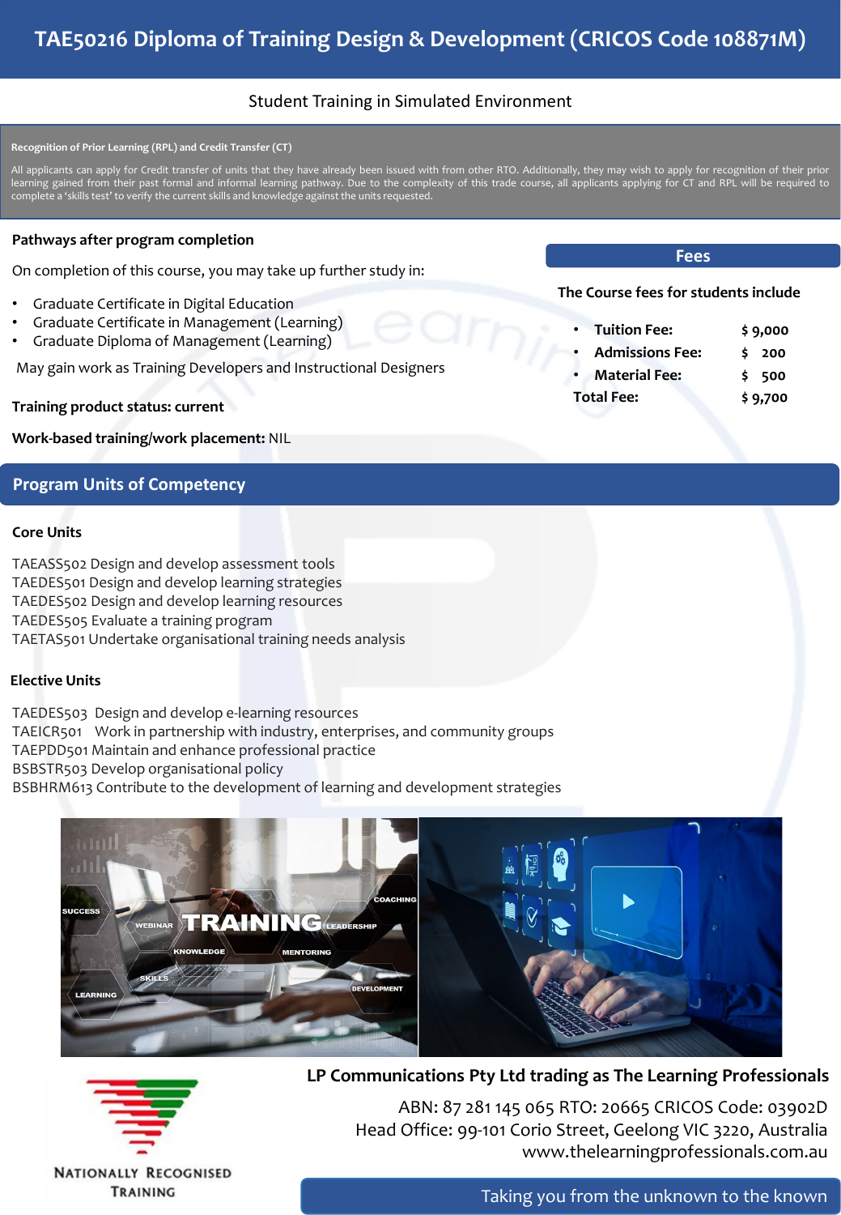# TAE50216 Diploma of Training Design & Development (CRICOS Code 108871M)

Student Training in Simulated Environment

**Recognition of Prior Learning (RPL) and Credit Transfer (CT)**

All applicants can apply for Credit transfer of units that they have already been issued with from other RTO. Additionally, they may wish to apply for recognition of their prior learning gained from their past formal and informal learning pathway. Due to the complexity of this trade course, all applicants applying for CT and RPL will be required to complete a 'skills test' to verify the current skills and knowledge against the units requested.

**Pathways after program completion**

On completion of this course, you may take up further study in:

- Graduate Certificate in Digital Education
- Graduate Certificate in Management (Learning)
- Graduate Diploma of Management (Learning)

May gain work as Training Developers and Instructional Designers

**Training product status: current**

**Work-based training/work placement:** NIL

## Fees

**The Course fees for students include**

- **Tuition Fee:** $ 9,000
- **Admissions Fee:** $ 200
- **Material Fee:** $ 500

**Total Fee:** $ 9,700

## Program Units of Competency

**Core Units**

TAEASS502 Design and develop assessment tools
TAEDES501 Design and develop learning strategies
TAEDES502 Design and develop learning resources
TAEDES505 Evaluate a training program
TAETAS501 Undertake organisational training needs analysis

**Elective Units**

TAEDES503 Design and develop e-learning resources
TAEICR501 Work in partnership with industry, enterprises, and community groups
TAEPDD501 Maintain and enhance professional practice
BSBSTR503 Develop organisational policy
BSBHRM613 Contribute to the development of learning and development strategies

Nationally Recognised Training

**LP Communications Pty Ltd trading as The Learning Professionals**

ABN: 87 281 145 065 RTO: 20665 CRICOS Code: 03902D
Head Office: 99-101 Corio Street, Geelong VIC 3220, Australia
www.thelearningprofessionals.com.au

Taking you from the unknown to the known